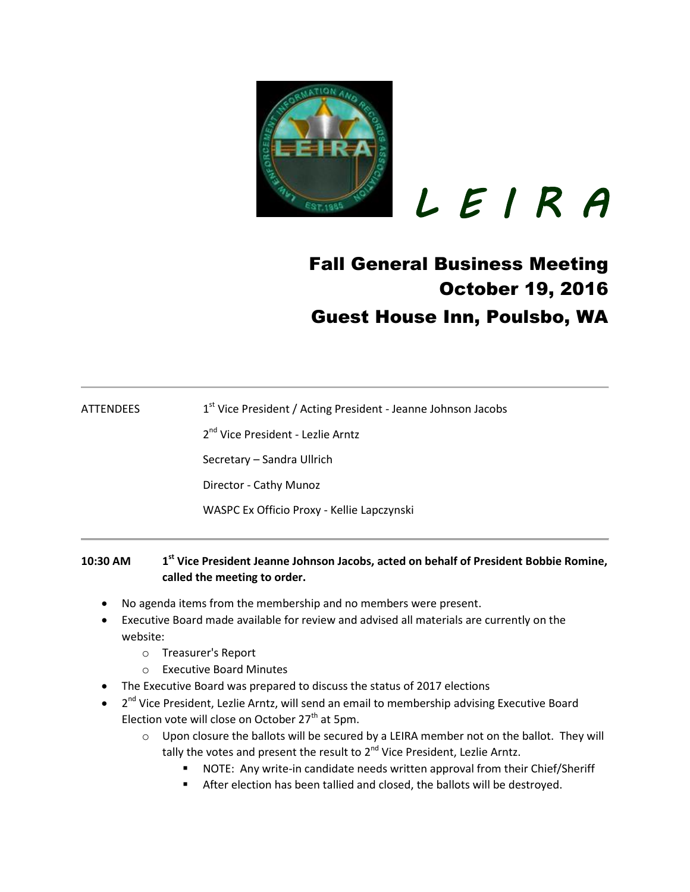# L E I R A

## Fall General Business Meeting
## October 19, 2016
## Guest House Inn, Poulsbo, WA

---

ATTENDEES

1st Vice President / Acting President - Jeanne Johnson Jacobs

2nd Vice President - Lezlie Arntz

Secretary – Sandra Ullrich

Director - Cathy Munoz

WASPC Ex Officio Proxy - Kellie Lapczynski

---

**10:30 AM** **1st Vice President Jeanne Johnson Jacobs, acted on behalf of President Bobbie Romine, called the meeting to order.**

- No agenda items from the membership and no members were present.
- Executive Board made available for review and advised all materials are currently on the website:
  - Treasurer's Report
  - Executive Board Minutes
- The Executive Board was prepared to discuss the status of 2017 elections
- 2nd Vice President, Lezlie Arntz, will send an email to membership advising Executive Board Election vote will close on October 27th at 5pm.
  - Upon closure the ballots will be secured by a LEIRA member not on the ballot. They will tally the votes and present the result to 2nd Vice President, Lezlie Arntz.
    - NOTE: Any write-in candidate needs written approval from their Chief/Sheriff
    - After election has been tallied and closed, the ballots will be destroyed.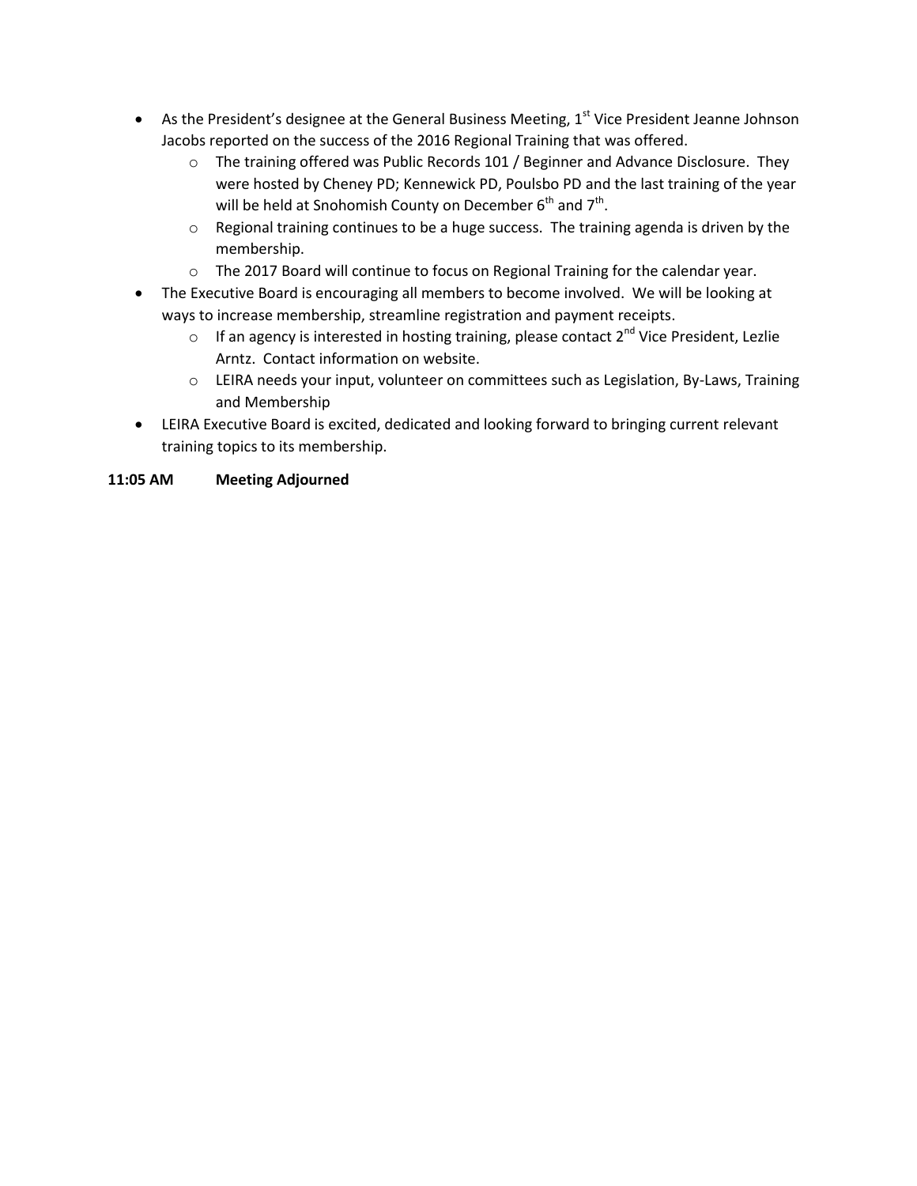- As the President's designee at the General Business Meeting, 1st Vice President Jeanne Johnson Jacobs reported on the success of the 2016 Regional Training that was offered.
  - The training offered was Public Records 101 / Beginner and Advance Disclosure. They were hosted by Cheney PD; Kennewick PD, Poulsbo PD and the last training of the year will be held at Snohomish County on December 6th and 7th.
  - Regional training continues to be a huge success. The training agenda is driven by the membership.
  - The 2017 Board will continue to focus on Regional Training for the calendar year.
- The Executive Board is encouraging all members to become involved. We will be looking at ways to increase membership, streamline registration and payment receipts.
  - If an agency is interested in hosting training, please contact 2nd Vice President, Lezlie Arntz. Contact information on website.
  - LEIRA needs your input, volunteer on committees such as Legislation, By-Laws, Training and Membership
- LEIRA Executive Board is excited, dedicated and looking forward to bringing current relevant training topics to its membership.

**11:05 AM Meeting Adjourned**